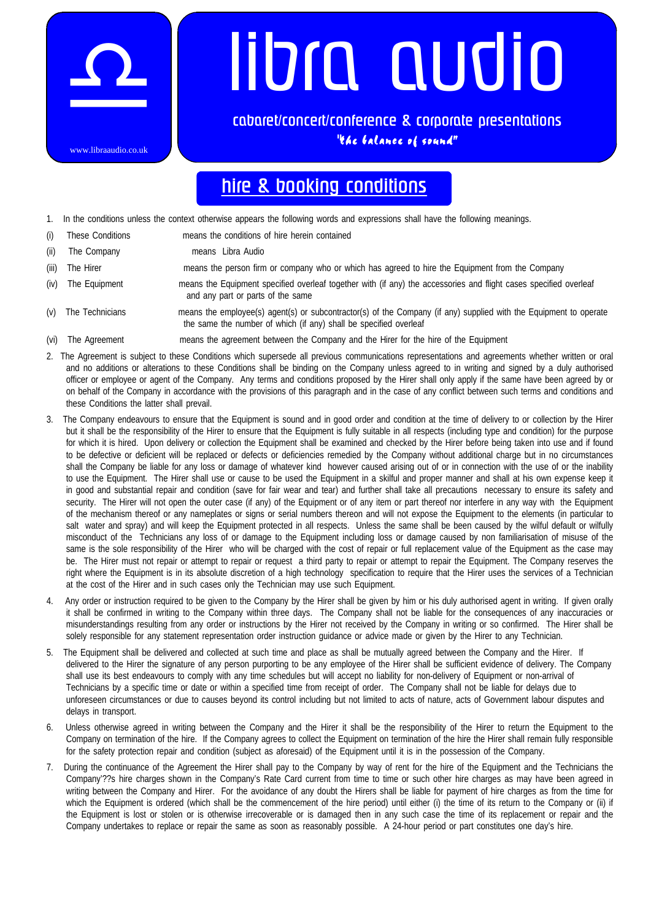# libra audio

cabaret/concert/conference & corporate presentations

*"the balance of sound"*

www.libraaudio.co.uk

## hire & booking conditions

1. In the conditions unless the context otherwise appears the following words and expressions shall have the following meanings.

| | | |
|---|---|---|
| (i) | These Conditions | means the conditions of hire herein contained |
| (ii) | The Company | means Libra Audio |
| (iii) | The Hirer | means the person firm or company who or which has agreed to hire the Equipment from the Company |
| (iv) | The Equipment | means the Equipment specified overleaf together with (if any) the accessories and flight cases specified overleaf and any part or parts of the same |
| (v) | The Technicians | means the employee(s) agent(s) or subcontractor(s) of the Company (if any) supplied with the Equipment to operate the same the number of which (if any) shall be specified overleaf |
| (vi) | The Agreement | means the agreement between the Company and the Hirer for the hire of the Equipment |

2. The Agreement is subject to these Conditions which supersede all previous communications representations and agreements whether written or oral and no additions or alterations to these Conditions shall be binding on the Company unless agreed to in writing and signed by a duly authorised officer or employee or agent of the Company. Any terms and conditions proposed by the Hirer shall only apply if the same have been agreed by or on behalf of the Company in accordance with the provisions of this paragraph and in the case of any conflict between such terms and conditions and these Conditions the latter shall prevail.

3. The Company endeavours to ensure that the Equipment is sound and in good order and condition at the time of delivery to or collection by the Hirer but it shall be the responsibility of the Hirer to ensure that the Equipment is fully suitable in all respects (including type and condition) for the purpose for which it is hired. Upon delivery or collection the Equipment shall be examined and checked by the Hirer before being taken into use and if found to be defective or deficient will be replaced or defects or deficiencies remedied by the Company without additional charge but in no circumstances shall the Company be liable for any loss or damage of whatever kind however caused arising out of or in connection with the use of or the inability to use the Equipment. The Hirer shall use or cause to be used the Equipment in a skilful and proper manner and shall at his own expense keep it in good and substantial repair and condition (save for fair wear and tear) and further shall take all precautions necessary to ensure its safety and security. The Hirer will not open the outer case (if any) of the Equipment or of any item or part thereof nor interfere in any way with the Equipment of the mechanism thereof or any nameplates or signs or serial numbers thereon and will not expose the Equipment to the elements (in particular to salt water and spray) and will keep the Equipment protected in all respects. Unless the same shall be been caused by the wilful default or wilfully misconduct of the Technicians any loss of or damage to the Equipment including loss or damage caused by non familiarisation of misuse of the same is the sole responsibility of the Hirer who will be charged with the cost of repair or full replacement value of the Equipment as the case may be. The Hirer must not repair or attempt to repair or request a third party to repair or attempt to repair the Equipment. The Company reserves the right where the Equipment is in its absolute discretion of a high technology specification to require that the Hirer uses the services of a Technician at the cost of the Hirer and in such cases only the Technician may use such Equipment.

4. Any order or instruction required to be given to the Company by the Hirer shall be given by him or his duly authorised agent in writing. If given orally it shall be confirmed in writing to the Company within three days. The Company shall not be liable for the consequences of any inaccuracies or misunderstandings resulting from any order or instructions by the Hirer not received by the Company in writing or so confirmed. The Hirer shall be solely responsible for any statement representation order instruction guidance or advice made or given by the Hirer to any Technician.

5. The Equipment shall be delivered and collected at such time and place as shall be mutually agreed between the Company and the Hirer. If delivered to the Hirer the signature of any person purporting to be any employee of the Hirer shall be sufficient evidence of delivery. The Company shall use its best endeavours to comply with any time schedules but will accept no liability for non-delivery of Equipment or non-arrival of Technicians by a specific time or date or within a specified time from receipt of order. The Company shall not be liable for delays due to unforeseen circumstances or due to causes beyond its control including but not limited to acts of nature, acts of Government labour disputes and delays in transport.

6. Unless otherwise agreed in writing between the Company and the Hirer it shall be the responsibility of the Hirer to return the Equipment to the Company on termination of the hire. If the Company agrees to collect the Equipment on termination of the hire the Hirer shall remain fully responsible for the safety protection repair and condition (subject as aforesaid) of the Equipment until it is in the possession of the Company.

7. During the continuance of the Agreement the Hirer shall pay to the Company by way of rent for the hire of the Equipment and the Technicians the Company'??s hire charges shown in the Company's Rate Card current from time to time or such other hire charges as may have been agreed in writing between the Company and Hirer. For the avoidance of any doubt the Hirers shall be liable for payment of hire charges as from the time for which the Equipment is ordered (which shall be the commencement of the hire period) until either (i) the time of its return to the Company or (ii) if the Equipment is lost or stolen or is otherwise irrecoverable or is damaged then in any such case the time of its replacement or repair and the Company undertakes to replace or repair the same as soon as reasonably possible. A 24-hour period or part constitutes one day's hire.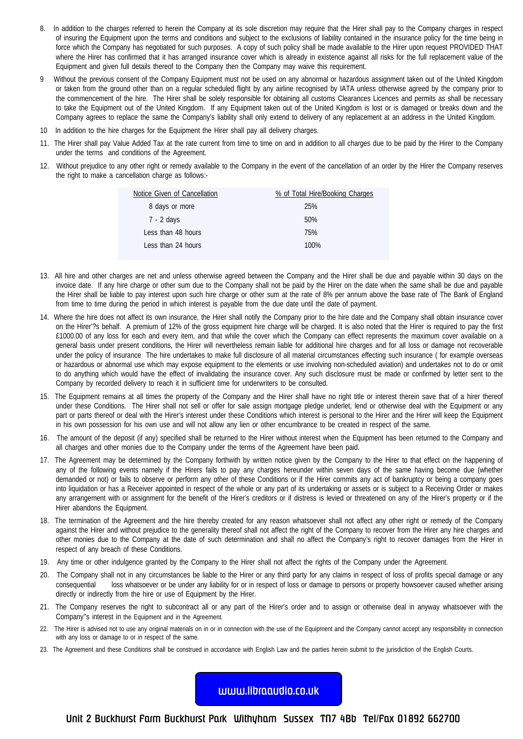8. In addition to the charges referred to herein the Company at its sole discretion may require that the Hirer shall pay to the Company charges in respect of insuring the Equipment upon the terms and conditions and subject to the exclusions of liability contained in the insurance policy for the time being in force which the Company has negotiated for such purposes. A copy of such policy shall be made available to the Hirer upon request PROVIDED THAT where the Hirer has confirmed that it has arranged insurance cover which is already in existence against all risks for the full replacement value of the Equipment and given full details thereof to the Company then the Company may waive this requirement.

9 Without the previous consent of the Company Equipment must not be used on any abnormal or hazardous assignment taken out of the United Kingdom or taken from the ground other than on a regular scheduled flight by any airline recognised by IATA unless otherwise agreed by the company prior to the commencement of the hire. The Hirer shall be solely responsible for obtaining all customs Clearances Licences and permits as shall be necessary to take the Equipment out of the United Kingdom. If any Equipment taken out of the United Kingdom is lost or is damaged or breaks down and the Company agrees to replace the same the Company's liability shall only extend to delivery of any replacement at an address in the United Kingdom.

10 In addition to the hire charges for the Equipment the Hirer shall pay all delivery charges.

11. The Hirer shall pay Value Added Tax at the rate current from time to time on and in addition to all charges due to be paid by the Hirer to the Company under the terms and conditions of the Agreement.

12. Without prejudice to any other right or remedy available to the Company in the event of the cancellation of an order by the Hirer the Company reserves the right to make a cancellation charge as follows:-

| Notice Given of Cancellation | % of Total Hire/Booking Charges |
|---|---|
| 8 days or more | 25% |
| 7 - 2 days | 50% |
| Less than 48 hours | 75% |
| Less than 24 hours | 100% |

13. All hire and other charges are net and unless otherwise agreed between the Company and the Hirer shall be due and payable within 30 days on the invoice date. If any hire charge or other sum due to the Company shall not be paid by the Hirer on the date when the same shall be due and payable the Hirer shall be liable to pay interest upon such hire charge or other sum at the rate of 8% per annum above the base rate of The Bank of England from time to time during the period in which interest is payable from the due date until the date of payment.

14. Where the hire does not affect its own insurance, the Hirer shall notify the Company prior to the hire date and the Company shall obtain insurance cover on the Hirer'?s behalf. A premium of 12% of the gross equipment hire charge will be charged. It is also noted that the Hirer is required to pay the first £1000.00 of any loss for each and every item, and that while the cover which the Company can effect represents the maximum cover available on a general basis under present conditions, the Hirer will nevertheless remain liable for additional hire charges and for all loss or damage not recoverable under the policy of insurance The hire undertakes to make full disclosure of all material circumstances effecting such insurance ( for example overseas or hazardous or abnormal use which may expose equipment to the elements or use involving non-scheduled aviation) and undertakes not to do or omit to do anything which would have the effect of invalidating the insurance cover. Any such disclosure must be made or confirmed by letter sent to the Company by recorded delivery to reach it in sufficient time for underwriters to be consulted.

15. The Equipment remains at all times the property of the Company and the Hirer shall have no right title or interest therein save that of a hirer thereof under these Conditions. The Hirer shall not sell or offer for sale assign mortgage pledge underlet, lend or otherwise deal with the Equipment or any part or parts thereof or deal with the Hirer's interest under these Conditions which interest is personal to the Hirer and the Hirer will keep the Equipment in his own possession for his own use and will not allow any lien or other encumbrance to be created in respect of the same.

16. The amount of the deposit (if any) specified shall be returned to the Hirer without interest when the Equipment has been returned to the Company and all charges and other monies due to the Company under the terms of the Agreement have been paid.

17. The Agreement may be determined by the Company forthwith by written notice given by the Company to the Hirer to that effect on the happening of any of the following events namely if the Hirers fails to pay any charges hereunder within seven days of the same having become due (whether demanded or not) or fails to observe or perform any other of these Conditions or if the Hirer commits any act of bankruptcy or being a company goes into liquidation or has a Receiver appointed in respect of the whole or any part of its undertaking or assets or is subject to a Receiving Order or makes any arrangement with or assignment for the benefit of the Hirer's creditors or if distress is levied or threatened on any of the Hirer's property or if the Hirer abandons the Equipment.

18. The termination of the Agreement and the hire thereby created for any reason whatsoever shall not affect any other right or remedy of the Company against the Hirer and without prejudice to the generality thereof shall not affect the right of the Company to recover from the Hirer any hire charges and other monies due to the Company at the date of such determination and shall no affect the Company's right to recover damages from the Hirer in respect of any breach of these Conditions.

19. Any time or other indulgence granted by the Company to the Hirer shall not affect the rights of the Company under the Agreement.

20. The Company shall not in any circumstances be liable to the Hirer or any third party for any claims in respect of loss of profits special damage or any consequential loss whatsoever or be under any liability for or in respect of loss or damage to persons or property howsoever caused whether arising directly or indirectly from the hire or use of Equipment by the Hirer.

21. The Company reserves the right to subcontract all or any part of the Hirer's order and to assign or otherwise deal in anyway whatsoever with the Company''s interest in the Equipment and in the Agreement.

22. The Hirer is advised not to use any original materials on in or in connection with the use of the Equipment and the Company cannot accept any responsibility in connection with any loss or damage to or in respect of the same.

23. The Agreement and these Conditions shall be construed in accordance with English Law and the parties herein submit to the jurisdiction of the English Courts.

www.libraaudio.co.uk

Unit 2 Buckhurst Farm Buckhurst Park Withyham Sussex TN7 4Bb Tel/Fax 01892 662700